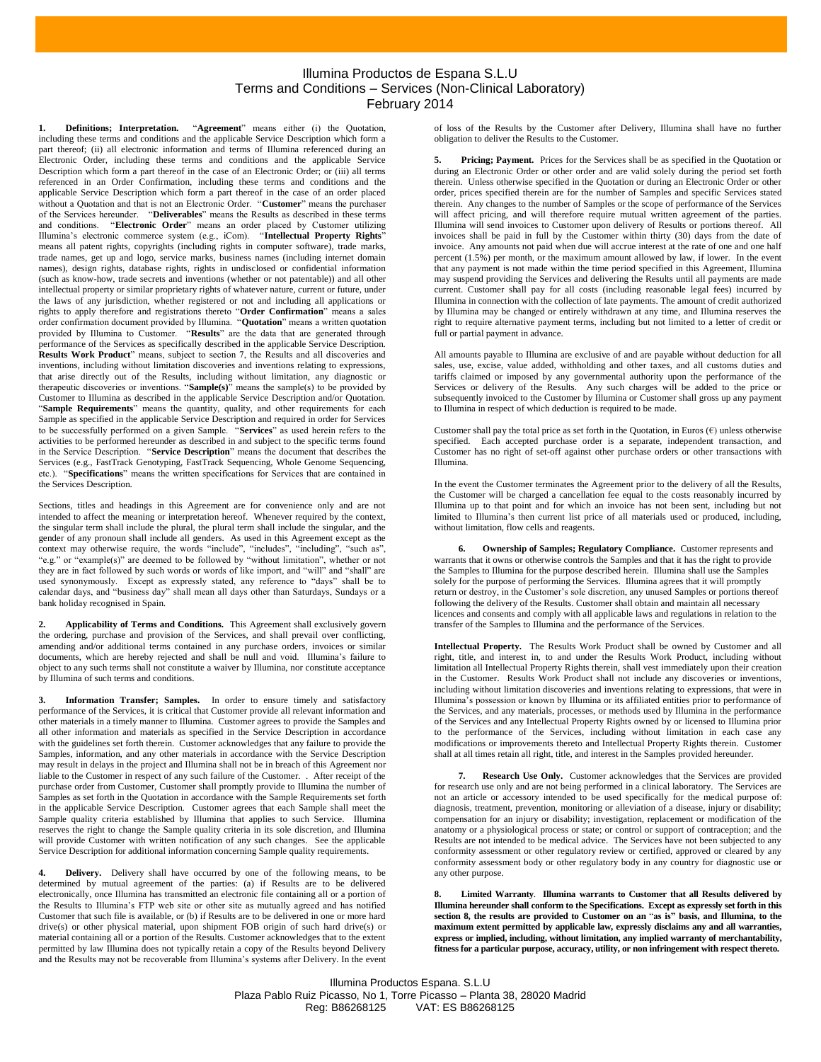# Illumina Productos de Espana S.L.U
## Terms and Conditions – Services (Non-Clinical Laboratory)
### February 2014

**1. Definitions; Interpretation.** "**Agreement**" means either (i) the Quotation, including these terms and conditions and the applicable Service Description which form a part thereof; (ii) all electronic information and terms of Illumina referenced during an Electronic Order, including these terms and conditions and the applicable Service Description which form a part thereof in the case of an Electronic Order; or (iii) all terms referenced in an Order Confirmation, including these terms and conditions and the applicable Service Description which form a part thereof in the case of an order placed without a Quotation and that is not an Electronic Order. "**Customer**" means the purchaser of the Services hereunder. "**Deliverables**" means the Results as described in these terms and conditions. "**Electronic Order**" means an order placed by Customer utilizing Illumina's electronic commerce system (e.g., iCom). "**Intellectual Property Rights**" means all patent rights, copyrights (including rights in computer software), trade marks, trade names, get up and logo, service marks, business names (including internet domain names), design rights, database rights, rights in undisclosed or confidential information (such as know-how, trade secrets and inventions (whether or not patentable)) and all other intellectual property or similar proprietary rights of whatever nature, current or future, under the laws of any jurisdiction, whether registered or not and including all applications or rights to apply therefore and registrations thereto "**Order Confirmation**" means a sales order confirmation document provided by Illumina. "**Quotation**" means a written quotation provided by Illumina to Customer. "**Results**" are the data that are generated through performance of the Services as specifically described in the applicable Service Description. **Results Work Product**" means, subject to section 7, the Results and all discoveries and inventions, including without limitation discoveries and inventions relating to expressions, that arise directly out of the Results, including without limitation, any diagnostic or therapeutic discoveries or inventions. "**Sample(s)**" means the sample(s) to be provided by Customer to Illumina as described in the applicable Service Description and/or Quotation. "**Sample Requirements**" means the quantity, quality, and other requirements for each Sample as specified in the applicable Service Description and required in order for Services to be successfully performed on a given Sample. "**Services**" as used herein refers to the activities to be performed hereunder as described in and subject to the specific terms found in the Service Description. "**Service Description**" means the document that describes the Services (e.g., FastTrack Genotyping, FastTrack Sequencing, Whole Genome Sequencing, etc.). "**Specifications**" means the written specifications for Services that are contained in the Services Description.

Sections, titles and headings in this Agreement are for convenience only and are not intended to affect the meaning or interpretation hereof. Whenever required by the context, the singular term shall include the plural, the plural term shall include the singular, and the gender of any pronoun shall include all genders. As used in this Agreement except as the context may otherwise require, the words "include", "includes", "including", "such as", "e.g." or "example(s)" are deemed to be followed by "without limitation", whether or not they are in fact followed by such words or words of like import, and "will" and "shall" are used synonymously. Except as expressly stated, any reference to "days" shall be to calendar days, and "business day" shall mean all days other than Saturdays, Sundays or a bank holiday recognised in Spain.

**2. Applicability of Terms and Conditions.** This Agreement shall exclusively govern the ordering, purchase and provision of the Services, and shall prevail over conflicting, amending and/or additional terms contained in any purchase orders, invoices or similar documents, which are hereby rejected and shall be null and void. Illumina's failure to object to any such terms shall not constitute a waiver by Illumina, nor constitute acceptance by Illumina of such terms and conditions.

**3. Information Transfer; Samples.** In order to ensure timely and satisfactory performance of the Services, it is critical that Customer provide all relevant information and other materials in a timely manner to Illumina. Customer agrees to provide the Samples and all other information and materials as specified in the Service Description in accordance with the guidelines set forth therein. Customer acknowledges that any failure to provide the Samples, information, and any other materials in accordance with the Service Description may result in delays in the project and Illumina shall not be in breach of this Agreement nor liable to the Customer in respect of any such failure of the Customer. . After receipt of the purchase order from Customer, Customer shall promptly provide to Illumina the number of Samples as set forth in the Quotation in accordance with the Sample Requirements set forth in the applicable Service Description. Customer agrees that each Sample shall meet the Sample quality criteria established by Illumina that applies to such Service. Illumina reserves the right to change the Sample quality criteria in its sole discretion, and Illumina will provide Customer with written notification of any such changes. See the applicable Service Description for additional information concerning Sample quality requirements.

**4. Delivery.** Delivery shall have occurred by one of the following means, to be determined by mutual agreement of the parties: (a) if Results are to be delivered electronically, once Illumina has transmitted an electronic file containing all or a portion of the Results to Illumina's FTP web site or other site as mutually agreed and has notified Customer that such file is available, or (b) if Results are to be delivered in one or more hard drive(s) or other physical material, upon shipment FOB origin of such hard drive(s) or material containing all or a portion of the Results. Customer acknowledges that to the extent permitted by law Illumina does not typically retain a copy of the Results beyond Delivery and the Results may not be recoverable from Illumina's systems after Delivery. In the event of loss of the Results by the Customer after Delivery, Illumina shall have no further obligation to deliver the Results to the Customer.

**5. Pricing; Payment.** Prices for the Services shall be as specified in the Quotation or during an Electronic Order or other order and are valid solely during the period set forth therein. Unless otherwise specified in the Quotation or during an Electronic Order or other order, prices specified therein are for the number of Samples and specific Services stated therein. Any changes to the number of Samples or the scope of performance of the Services will affect pricing, and will therefore require mutual written agreement of the parties. Illumina will send invoices to Customer upon delivery of Results or portions thereof. All invoices shall be paid in full by the Customer within thirty (30) days from the date of invoice. Any amounts not paid when due will accrue interest at the rate of one and one half percent (1.5%) per month, or the maximum amount allowed by law, if lower. In the event that any payment is not made within the time period specified in this Agreement, Illumina may suspend providing the Services and delivering the Results until all payments are made current. Customer shall pay for all costs (including reasonable legal fees) incurred by Illumina in connection with the collection of late payments. The amount of credit authorized by Illumina may be changed or entirely withdrawn at any time, and Illumina reserves the right to require alternative payment terms, including but not limited to a letter of credit or full or partial payment in advance.

All amounts payable to Illumina are exclusive of and are payable without deduction for all sales, use, excise, value added, withholding and other taxes, and all customs duties and tariffs claimed or imposed by any governmental authority upon the performance of the Services or delivery of the Results. Any such charges will be added to the price or subsequently invoiced to the Customer by Illumina or Customer shall gross up any payment to Illumina in respect of which deduction is required to be made.

Customer shall pay the total price as set forth in the Quotation, in Euros (€) unless otherwise specified. Each accepted purchase order is a separate, independent transaction, and Customer has no right of set-off against other purchase orders or other transactions with Illumina.

In the event the Customer terminates the Agreement prior to the delivery of all the Results, the Customer will be charged a cancellation fee equal to the costs reasonably incurred by Illumina up to that point and for which an invoice has not been sent, including but not limited to Illumina's then current list price of all materials used or produced, including, without limitation, flow cells and reagents.

**6. Ownership of Samples; Regulatory Compliance.** Customer represents and warrants that it owns or otherwise controls the Samples and that it has the right to provide the Samples to Illumina for the purpose described herein. Illumina shall use the Samples solely for the purpose of performing the Services. Illumina agrees that it will promptly return or destroy, in the Customer's sole discretion, any unused Samples or portions thereof following the delivery of the Results. Customer shall obtain and maintain all necessary licences and consents and comply with all applicable laws and regulations in relation to the transfer of the Samples to Illumina and the performance of the Services.

**Intellectual Property.** The Results Work Product shall be owned by Customer and all right, title, and interest in, to and under the Results Work Product, including without limitation all Intellectual Property Rights therein, shall vest immediately upon their creation in the Customer. Results Work Product shall not include any discoveries or inventions, including without limitation discoveries and inventions relating to expressions, that were in Illumina's possession or known by Illumina or its affiliated entities prior to performance of the Services, and any materials, processes, or methods used by Illumina in the performance of the Services and any Intellectual Property Rights owned by or licensed to Illumina prior to the performance of the Services, including without limitation in each case any modifications or improvements thereto and Intellectual Property Rights therein. Customer shall at all times retain all right, title, and interest in the Samples provided hereunder.

**7. Research Use Only.** Customer acknowledges that the Services are provided for research use only and are not being performed in a clinical laboratory. The Services are not an article or accessory intended to be used specifically for the medical purpose of: diagnosis, treatment, prevention, monitoring or alleviation of a disease, injury or disability; compensation for an injury or disability; investigation, replacement or modification of the anatomy or a physiological process or state; or control or support of contraception; and the Results are not intended to be medical advice. The Services have not been subjected to any conformity assessment or other regulatory review or certified, approved or cleared by any conformity assessment body or other regulatory body in any country for diagnostic use or any other purpose.

**8. Limited Warranty**. **Illumina warrants to Customer that all Results delivered by Illumina hereunder shall conform to the Specifications. Except as expressly set forth in this section 8, the results are provided to Customer on an "as is" basis, and Illumina, to the maximum extent permitted by applicable law, expressly disclaims any and all warranties, express or implied, including, without limitation, any implied warranty of merchantability, fitness for a particular purpose, accuracy, utility, or non infringement with respect thereto.**

Illumina Productos Espana. S.L.U
Plaza Pablo Ruiz Picasso, No 1, Torre Picasso – Planta 38, 28020 Madrid
Reg: B86268125 VAT: ES B86268125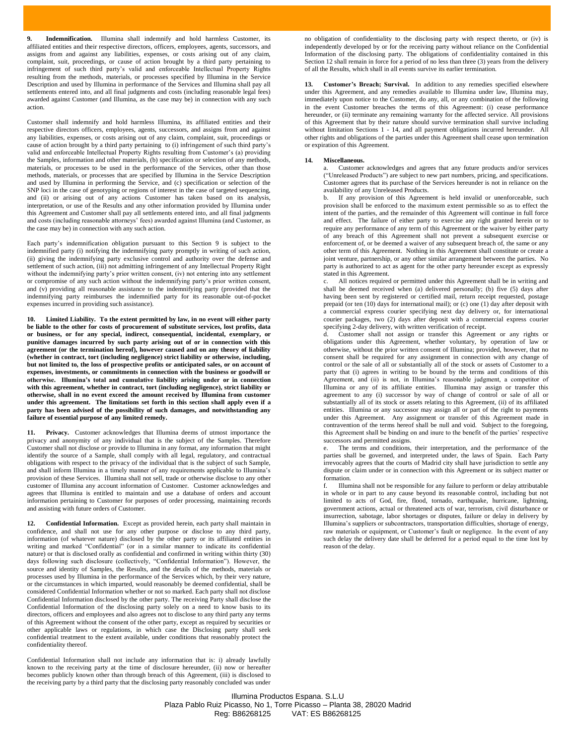**9. Indemnification.** Illumina shall indemnify and hold harmless Customer, its affiliated entities and their respective directors, officers, employees, agents, successors, and assigns from and against any liabilities, expenses, or costs arising out of any claim, complaint, suit, proceedings, or cause of action brought by a third party pertaining to infringement of such third party's valid and enforceable Intellectual Property Rights resulting from the methods, materials, or processes specified by Illumina in the Service Description and used by Illumina in performance of the Services and Illumina shall pay all settlements entered into, and all final judgments and costs (including reasonable legal fees) awarded against Customer (and Illumina, as the case may be) in connection with any such action.

Customer shall indemnify and hold harmless Illumina, its affiliated entities and their respective directors officers, employees, agents, successors, and assigns from and against any liabilities, expenses, or costs arising out of any claim, complaint, suit, proceedings or cause of action brought by a third party pertaining to (i) infringement of such third party's valid and enforceable Intellectual Property Rights resulting from Customer's (a) providing the Samples, information and other materials, (b) specification or selection of any methods, materials, or processes to be used in the performance of the Services, other than those methods, materials, or processes that are specified by Illumina in the Service Description and used by Illumina in performing the Service, and (c) specification or selection of the SNP loci in the case of genotyping or regions of interest in the case of targeted sequencing, and (ii) or arising out of any actions Customer has taken based on its analysis, interpretation, or use of the Results and any other information provided by Illumina under this Agreement and Customer shall pay all settlements entered into, and all final judgments and costs (including reasonable attorneys' fees) awarded against Illumina (and Customer, as the case may be) in connection with any such action.

Each party's indemnification obligation pursuant to this Section 9 is subject to the indemnified party (i) notifying the indemnifying party promptly in writing of such action, (ii) giving the indemnifying party exclusive control and authority over the defense and settlement of such action, (iii) not admitting infringement of any Intellectual Property Right without the indemnifying party's prior written consent, (iv) not entering into any settlement or compromise of any such action without the indemnifying party's prior written consent, and (v) providing all reasonable assistance to the indemnifying party (provided that the indemnifying party reimburses the indemnified party for its reasonable out-of-pocket expenses incurred in providing such assistance).

**10. Limited Liability. To the extent permitted by law, in no event will either party be liable to the other for costs of procurement of substitute services, lost profits, data or business, or for any special, indirect, consequential, incidental, exemplary, or punitive damages incurred by such party arising out of or in connection with this agreement (or the termination hereof), however caused and on any theory of liability (whether in contract, tort (including negligence) strict liability or otherwise, including, but not limited to, the loss of prospective profits or anticipated sales, or on account of expenses, investments, or commitments in connection with the business or goodwill or otherwise. Illumina's total and cumulative liability arising under or in connection with this agreement, whether in contract, tort (including negligence), strict liability or otherwise, shall in no event exceed the amount received by Illumina from customer under this agreement. The limitations set forth in this section shall apply even if a party has been advised of the possibility of such damages, and notwithstanding any failure of essential purpose of any limited remedy.**

**11. Privacy.** Customer acknowledges that Illumina deems of utmost importance the privacy and anonymity of any individual that is the subject of the Samples. Therefore Customer shall not disclose or provide to Illumina in any format, any information that might identify the source of a Sample, shall comply with all legal, regulatory, and contractual obligations with respect to the privacy of the individual that is the subject of such Sample, and shall inform Illumina in a timely manner of any requirements applicable to Illumina's provision of these Services. Illumina shall not sell, trade or otherwise disclose to any other customer of Illumina any account information of Customer. Customer acknowledges and agrees that Illumina is entitled to maintain and use a database of orders and account information pertaining to Customer for purposes of order processing, maintaining records and assisting with future orders of Customer.

**12. Confidential Information.** Except as provided herein, each party shall maintain in confidence, and shall not use for any other purpose or disclose to any third party, information (of whatever nature) disclosed by the other party or its affiliated entities in writing and marked "Confidential" (or in a similar manner to indicate its confidential nature) or that is disclosed orally as confidential and confirmed in writing within thirty (30) days following such disclosure (collectively, "Confidential Information"). However, the source and identity of Samples, the Results, and the details of the methods, materials or processes used by Illumina in the performance of the Services which, by their very nature, or the circumstances in which imparted, would reasonably be deemed confidential, shall be considered Confidential Information whether or not so marked. Each party shall not disclose Confidential Information disclosed by the other party. The receiving Party shall disclose the Confidential Information of the disclosing party solely on a need to know basis to its directors, officers and employees and also agrees not to disclose to any third party any terms of this Agreement without the consent of the other party, except as required by securities or other applicable laws or regulations, in which case the Disclosing party shall seek confidential treatment to the extent available, under conditions that reasonably protect the confidentiality thereof.

Confidential Information shall not include any information that is: i) already lawfully known to the receiving party at the time of disclosure hereunder, (ii) now or hereafter becomes publicly known other than through breach of this Agreement, (iii) is disclosed to the receiving party by a third party that the disclosing party reasonably concluded was under no obligation of confidentiality to the disclosing party with respect thereto, or (iv) is independently developed by or for the receiving party without reliance on the Confidential Information of the disclosing party. The obligations of confidentiality contained in this Section 12 shall remain in force for a period of no less than three (3) years from the delivery of all the Results, which shall in all events survive its earlier termination.

**13. Customer's Breach; Survival.** In addition to any remedies specified elsewhere under this Agreement, and any remedies available to Illumina under law, Illumina may, immediately upon notice to the Customer, do any, all, or any combination of the following in the event Customer breaches the terms of this Agreement: (i) cease performance hereunder, or (ii) terminate any remaining warranty for the affected service. All provisions of this Agreement that by their nature should survive termination shall survive including without limitation Sections 1 - 14, and all payment obligations incurred hereunder. All other rights and obligations of the parties under this Agreement shall cease upon termination or expiration of this Agreement.

**14. Miscellaneous.**

a. Customer acknowledges and agrees that any future products and/or services ("Unreleased Products") are subject to new part numbers, pricing, and specifications. Customer agrees that its purchase of the Services hereunder is not in reliance on the availability of any Unreleased Products.

b. If any provision of this Agreement is held invalid or unenforceable, such provision shall be enforced to the maximum extent permissible so as to effect the intent of the parties, and the remainder of this Agreement will continue in full force and effect. The failure of either party to exercise any right granted herein or to require any performance of any term of this Agreement or the waiver by either party of any breach of this Agreement shall not prevent a subsequent exercise or enforcement of, or be deemed a waiver of any subsequent breach of, the same or any other term of this Agreement. Nothing in this Agreement shall constitute or create a joint venture, partnership, or any other similar arrangement between the parties. No party is authorized to act as agent for the other party hereunder except as expressly stated in this Agreement.

c. All notices required or permitted under this Agreement shall be in writing and shall be deemed received when (a) delivered personally; (b) five (5) days after having been sent by registered or certified mail, return receipt requested, postage prepaid (or ten (10) days for international mail); or (c) one (1) day after deposit with a commercial express courier specifying next day delivery or, for international courier packages, two (2) days after deposit with a commercial express courier specifying 2-day delivery, with written verification of receipt.

d. Customer shall not assign or transfer this Agreement or any rights or obligations under this Agreement, whether voluntary, by operation of law or otherwise, without the prior written consent of Illumina; provided, however, that no consent shall be required for any assignment in connection with any change of control or the sale of all or substantially all of the stock or assets of Customer to a party that (i) agrees in writing to be bound by the terms and conditions of this Agreement, and (ii) is not, in Illumina's reasonable judgment, a competitor of Illumina or any of its affiliate entities. Illumina may assign or transfer this agreement to any (i) successor by way of change of control or sale of all or substantially all of its stock or assets relating to this Agreement, (ii) of its affiliated entities. Illumina or any successor may assign all or part of the right to payments under this Agreement. Any assignment or transfer of this Agreement made in contravention of the terms hereof shall be null and void. Subject to the foregoing, this Agreement shall be binding on and inure to the benefit of the parties' respective successors and permitted assigns.

e. The terms and conditions, their interpretation, and the performance of the parties shall be governed, and interpreted under, the laws of Spain. Each Party irrevocably agrees that the courts of Madrid city shall have jurisdiction to settle any dispute or claim under or in connection with this Agreement or its subject matter or formation.

f. Illumina shall not be responsible for any failure to perform or delay attributable in whole or in part to any cause beyond its reasonable control, including but not limited to acts of God, fire, flood, tornado, earthquake, hurricane, lightning, government actions, actual or threatened acts of war, terrorism, civil disturbance or insurrection, sabotage, labor shortages or disputes, failure or delay in delivery by Illumina's suppliers or subcontractors, transportation difficulties, shortage of energy, raw materials or equipment, or Customer's fault or negligence. In the event of any such delay the delivery date shall be deferred for a period equal to the time lost by reason of the delay.

Illumina Productos Espana. S.L.U
Plaza Pablo Ruiz Picasso, No 1, Torre Picasso – Planta 38, 28020 Madrid
Reg: B86268125 VAT: ES B86268125